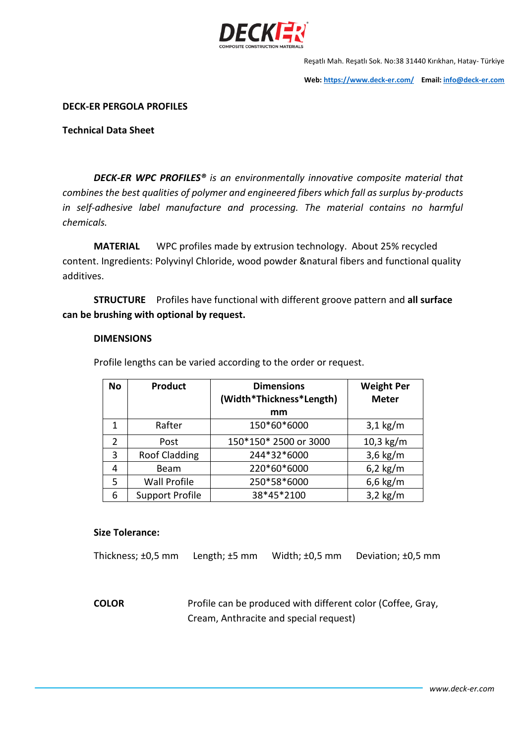Reşatlı Mah. Reşatlı Sok. No:38 31440 Kırıkhan, Hatay- Türkiye

**Web:** https://www.deck-er.com/ **Email:** info@deck-er.com

**DECK-ER PERGOLA PROFILES**

**Technical Data Sheet**

***DECK-ER WPC PROFILES®*** *is an environmentally innovative composite material that combines the best qualities of polymer and engineered fibers which fall as surplus by-products in self-adhesive label manufacture and processing. The material contains no harmful chemicals.*

**MATERIAL** WPC profiles made by extrusion technology. About 25% recycled content. Ingredients: Polyvinyl Chloride, wood powder &natural fibers and functional quality additives.

**STRUCTURE** Profiles have functional with different groove pattern and **all surface can be brushing with optional by request.**

**DIMENSIONS**

Profile lengths can be varied according to the order or request.

| No | Product | Dimensions (Width*Thickness*Length) mm | Weight Per Meter |
|---|---|---|---|
| 1 | Rafter | 150*60*6000 | 3,1 kg/m |
| 2 | Post | 150*150* 2500 or 3000 | 10,3 kg/m |
| 3 | Roof Cladding | 244*32*6000 | 3,6 kg/m |
| 4 | Beam | 220*60*6000 | 6,2 kg/m |
| 5 | Wall Profile | 250*58*6000 | 6,6 kg/m |
| 6 | Support Profile | 38*45*2100 | 3,2 kg/m |

**Size Tolerance:**

Thickness; ±0,5 mm Length; ±5 mm Width; ±0,5 mm Deviation; ±0,5 mm

**COLOR** Profile can be produced with different color (Coffee, Gray, Cream, Anthracite and special request)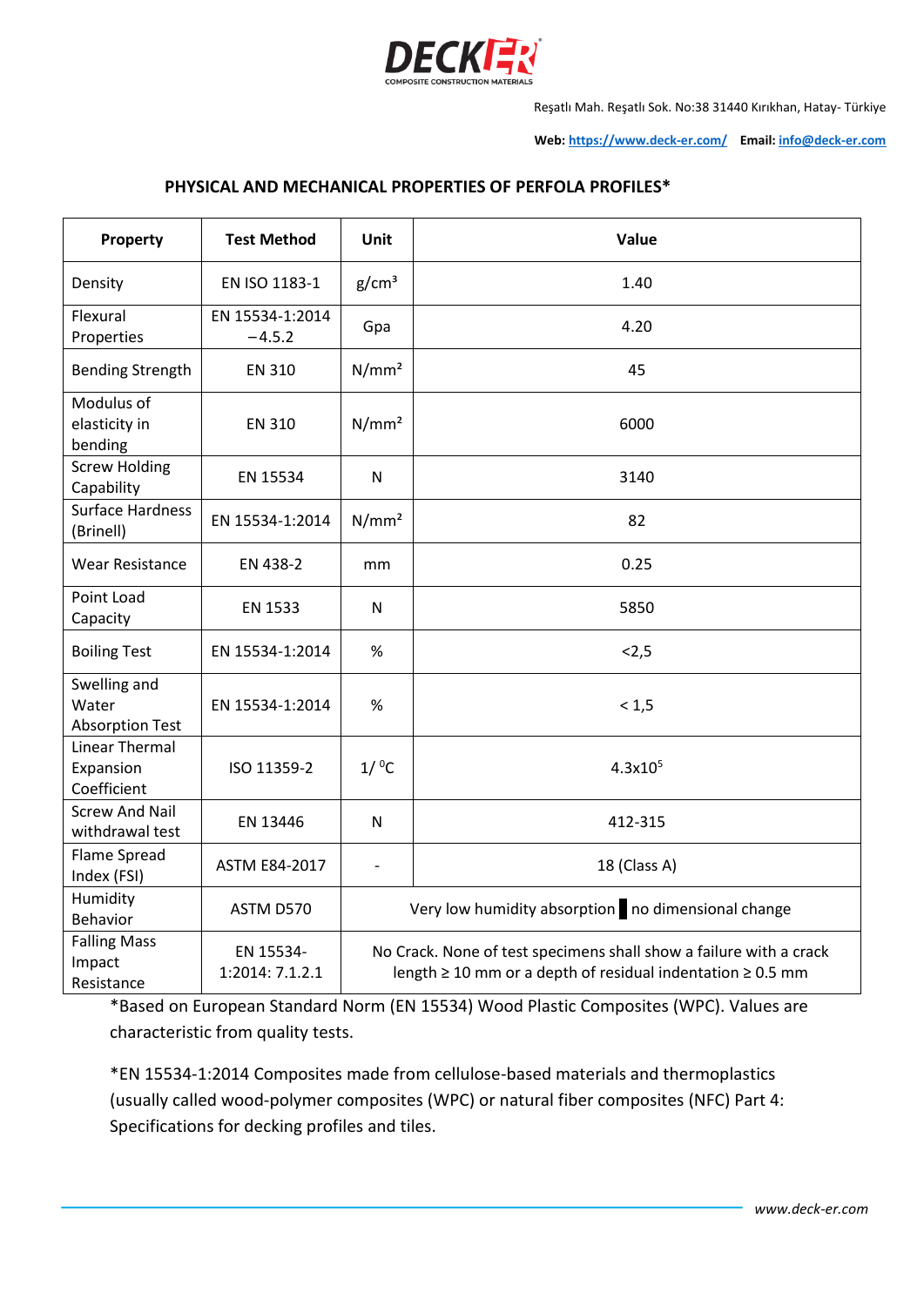DECKER

COMPOSITE CONSTRUCTION MATERIALS

Reşatlı Mah. Reşatlı Sok. No:38 31440 Kırıkhan, Hatay- Türkiye

**Web:** https://www.deck-er.com/ **Email:** info@deck-er.com

## PHYSICAL AND MECHANICAL PROPERTIES OF PERFOLA PROFILES*

| Property | Test Method | Unit | Value |
|---|---|---|---|
| Density | EN ISO 1183-1 | $g/cm^3$ | 1.40 |
| Flexural Properties | EN 15534-1:2014 −4.5.2 | Gpa | 4.20 |
| Bending Strength | EN 310 | $N/mm^2$ | 45 |
| Modulus of elasticity in bending | EN 310 | $N/mm^2$ | 6000 |
| Screw Holding Capability | EN 15534 | N | 3140 |
| Surface Hardness (Brinell) | EN 15534-1:2014 | $N/mm^2$ | 82 |
| Wear Resistance | EN 438-2 | mm | 0.25 |
| Point Load Capacity | EN 1533 | N | 5850 |
| Boiling Test | EN 15534-1:2014 | % | <2,5 |
| Swelling and Water Absorption Test | EN 15534-1:2014 | % | < 1,5 |
| Linear Thermal Expansion Coefficient | ISO 11359-2 | $1/{}^0C$ | $4.3x10^5$ |
| Screw And Nail withdrawal test | EN 13446 | N | 412-315 |
| Flame Spread Index (FSI) | ASTM E84-2017 | - | 18 (Class A) |
| Humidity Behavior | ASTM D570 | Very low humidity absorption ▌no dimensional change | |
| Falling Mass Impact Resistance | EN 15534-1:2014: 7.1.2.1 | No Crack. None of test specimens shall show a failure with a crack length ≥ 10 mm or a depth of residual indentation ≥ 0.5 mm | |

*Based on European Standard Norm (EN 15534) Wood Plastic Composites (WPC). Values are characteristic from quality tests.

*EN 15534-1:2014 Composites made from cellulose-based materials and thermoplastics (usually called wood-polymer composites (WPC) or natural fiber composites (NFC) Part 4: Specifications for decking profiles and tiles.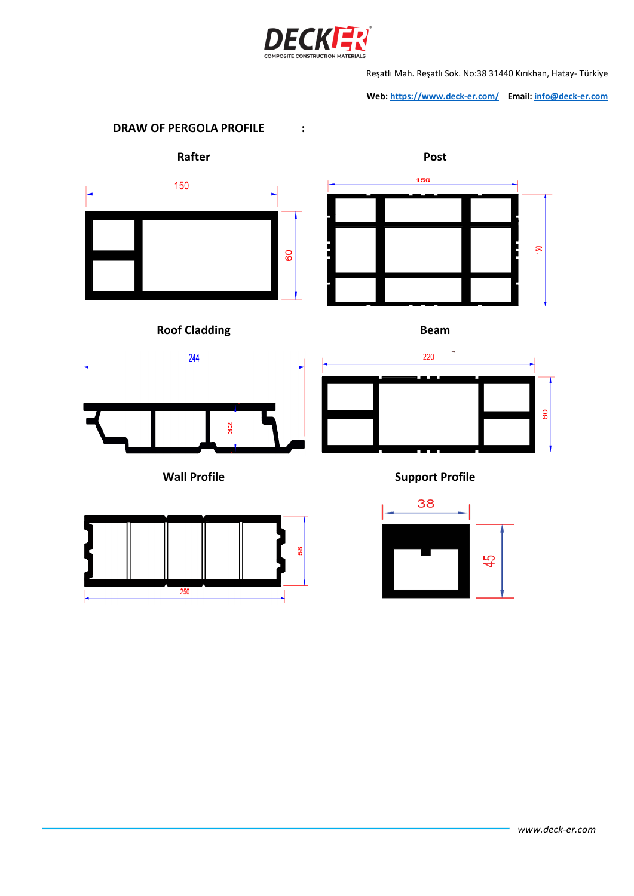Reşatlı Mah. Reşatlı Sok. No:38 31440 Kırıkhan, Hatay- Türkiye

**Web:** https://www.deck-er.com/ **Email:** info@deck-er.com

**DRAW OF PERGOLA PROFILE :**

**Rafter**

150

60

**Post**

150

150

**Roof Cladding**

244

32

**Beam**

220

60

**Wall Profile**

58

250

**Support Profile**

38

45